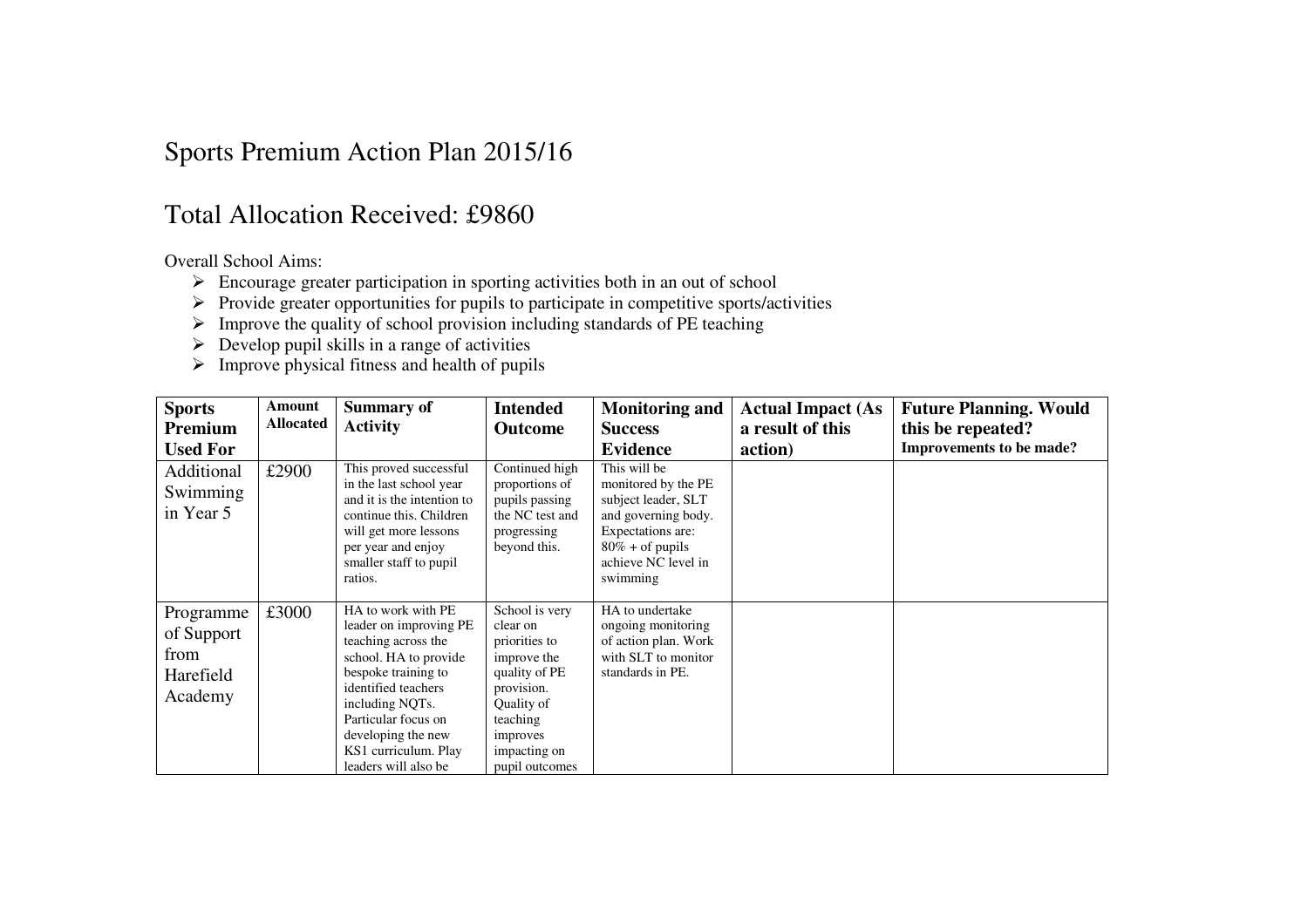# Sports Premium Action Plan 2015/16

## Total Allocation Received: £9860

Overall School Aims:

- Encourage greater participation in sporting activities both in an out of school
- Provide greater opportunities for pupils to participate in competitive sports/activities
- Improve the quality of school provision including standards of PE teaching
- Develop pupil skills in a range of activities
- Improve physical fitness and health of pupils

| Sports Premium Used For | Amount Allocated | Summary of Activity | Intended Outcome | Monitoring and Success Evidence | Actual Impact (As a result of this action) | Future Planning. Would this be repeated? Improvements to be made? |
|---|---|---|---|---|---|---|
| Additional Swimming in Year 5 | £2900 | This proved successful in the last school year and it is the intention to continue this. Children will get more lessons per year and enjoy smaller staff to pupil ratios. | Continued high proportions of pupils passing the NC test and progressing beyond this. | This will be monitored by the PE subject leader, SLT and governing body. Expectations are: 80% + of pupils achieve NC level in swimming | | |
| Programme of Support from Harefield Academy | £3000 | HA to work with PE leader on improving PE teaching across the school. HA to provide bespoke training to identified teachers including NQTs. Particular focus on developing the new KS1 curriculum. Play leaders will also be | School is very clear on priorities to improve the quality of PE provision. Quality of teaching improves impacting on pupil outcomes | HA to undertake ongoing monitoring of action plan. Work with SLT to monitor standards in PE. | | |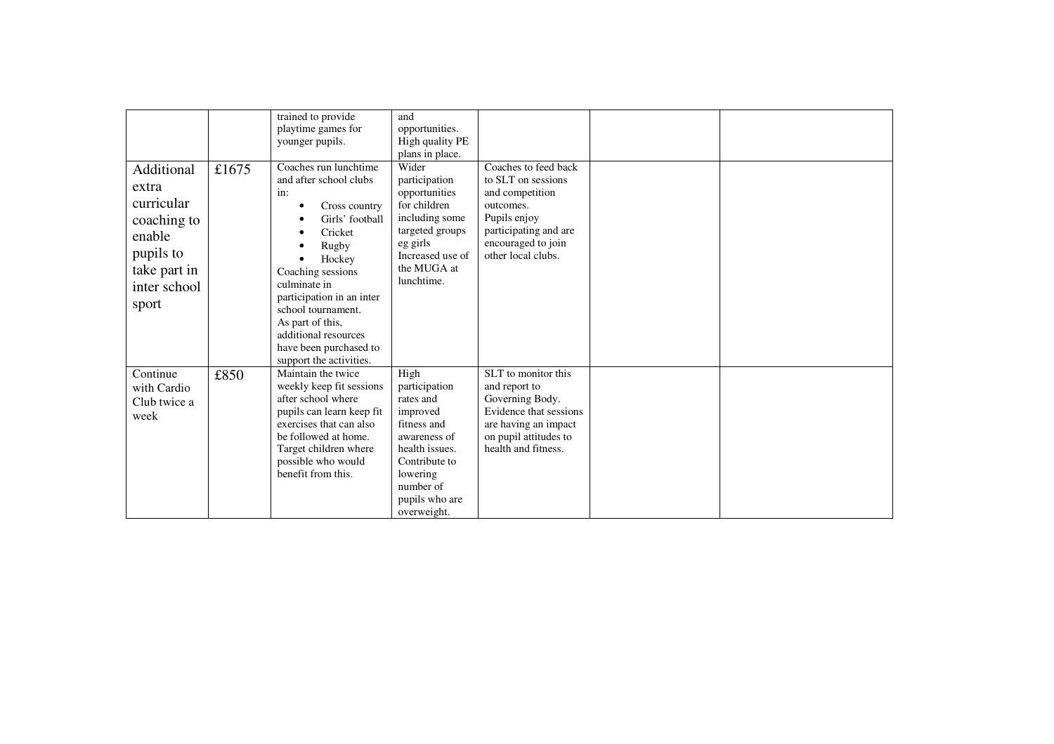|  |  |  |  |  |  |  |
|---|---|---|---|---|---|---|
|  |  | trained to provide playtime games for younger pupils. | and opportunities. High quality PE plans in place. |  |  |  |
| Additional extra curricular coaching to enable pupils to take part in inter school sport | £1675 | Coaches run lunchtime and after school clubs in: <br>• Cross country <br>• Girls' football <br>• Cricket <br>• Rugby <br>• Hockey <br>Coaching sessions culminate in participation in an inter school tournament. As part of this, additional resources have been purchased to support the activities. | Wider participation opportunities for children including some targeted groups eg girls Increased use of the MUGA at lunchtime. | Coaches to feed back to SLT on sessions and competition outcomes. Pupils enjoy participating and are encouraged to join other local clubs. |  |  |
| Continue with Cardio Club twice a week | £850 | Maintain the twice weekly keep fit sessions after school where pupils can learn keep fit exercises that can also be followed at home. Target children where possible who would benefit from this. | High participation rates and improved fitness and awareness of health issues. Contribute to lowering number of pupils who are overweight. | SLT to monitor this and report to Governing Body. Evidence that sessions are having an impact on pupil attitudes to health and fitness. |  |  |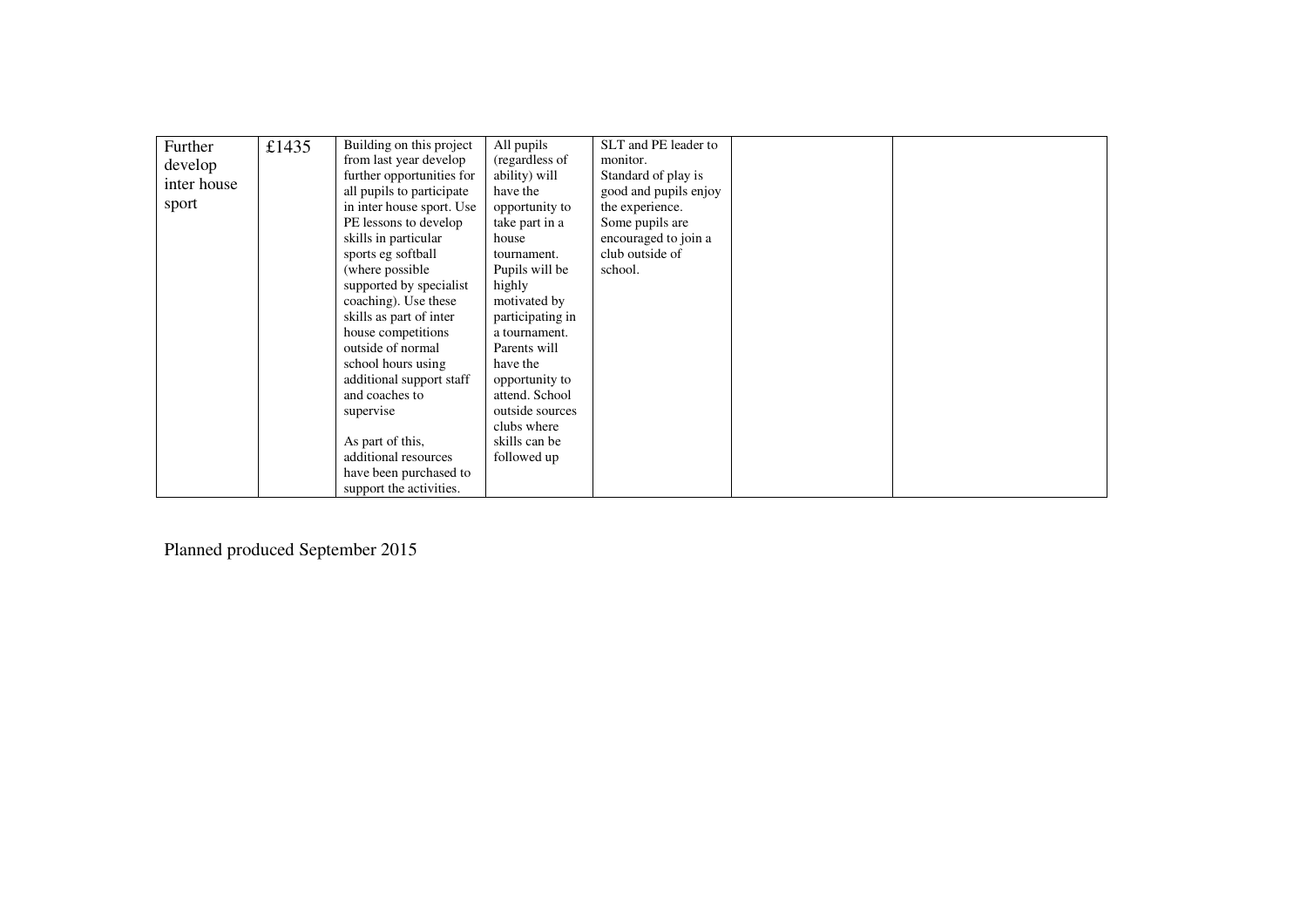| | | | | | | |
|---|---|---|---|---|---|---|
| Further develop inter house sport | £1435 | Building on this project from last year develop further opportunities for all pupils to participate in inter house sport. Use PE lessons to develop skills in particular sports eg softball (where possible supported by specialist coaching). Use these skills as part of inter house competitions outside of normal school hours using additional support staff and coaches to supervise<br><br>As part of this, additional resources have been purchased to support the activities. | All pupils (regardless of ability) will have the opportunity to take part in a house tournament. Pupils will be highly motivated by participating in a tournament. Parents will have the opportunity to attend. School outside sources clubs where skills can be followed up | SLT and PE leader to monitor. Standard of play is good and pupils enjoy the experience. Some pupils are encouraged to join a club outside of school. | | |

Planned produced September 2015